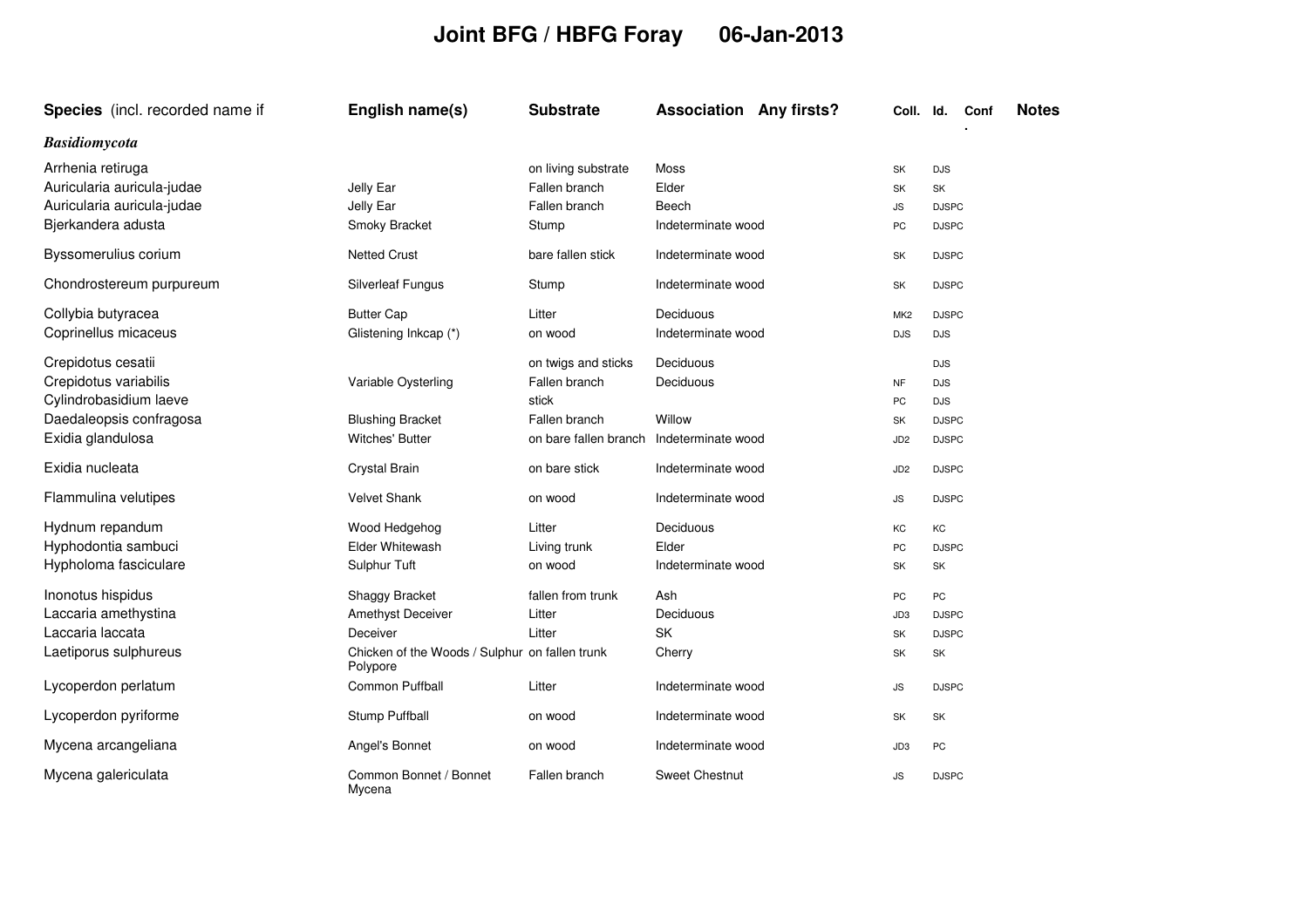# Joint BFG / HBFG Foray 06-Jan-2013

| Species (incl. recorded name if | English name(s) | Substrate | Association | Any firsts? | Coll. | Id. | Conf. | Notes |
|---|---|---|---|---|---|---|---|---|
| ***Basidiomycota*** | | | | | | | | |
| Arrhenia retiruga | | on living substrate | Moss | | SK | DJS | | |
| Auricularia auricula-judae | Jelly Ear | Fallen branch | Elder | | SK | SK | | |
| Auricularia auricula-judae | Jelly Ear | Fallen branch | Beech | | JS | DJSPC | | |
| Bjerkandera adusta | Smoky Bracket | Stump | Indeterminate wood | | PC | DJSPC | | |
| Byssomerulius corium | Netted Crust | bare fallen stick | Indeterminate wood | | SK | DJSPC | | |
| Chondrostereum purpureum | Silverleaf Fungus | Stump | Indeterminate wood | | SK | DJSPC | | |
| Collybia butyracea | Butter Cap | Litter | Deciduous | | MK2 | DJSPC | | |
| Coprinellus micaceus | Glistening Inkcap (*) | on wood | Indeterminate wood | | DJS | DJS | | |
| Crepidotus cesatii | | on twigs and sticks | Deciduous | | | DJS | | |
| Crepidotus variabilis | Variable Oysterling | Fallen branch | Deciduous | | NF | DJS | | |
| Cylindrobasidium laeve | | stick | | | PC | DJS | | |
| Daedaleopsis confragosa | Blushing Bracket | Fallen branch | Willow | | SK | DJSPC | | |
| Exidia glandulosa | Witches' Butter | on bare fallen branch | Indeterminate wood | | JD2 | DJSPC | | |
| Exidia nucleata | Crystal Brain | on bare stick | Indeterminate wood | | JD2 | DJSPC | | |
| Flammulina velutipes | Velvet Shank | on wood | Indeterminate wood | | JS | DJSPC | | |
| Hydnum repandum | Wood Hedgehog | Litter | Deciduous | | KC | KC | | |
| Hyphodontia sambuci | Elder Whitewash | Living trunk | Elder | | PC | DJSPC | | |
| Hypholoma fasciculare | Sulphur Tuft | on wood | Indeterminate wood | | SK | SK | | |
| Inonotus hispidus | Shaggy Bracket | fallen from trunk | Ash | | PC | PC | | |
| Laccaria amethystina | Amethyst Deceiver | Litter | Deciduous | | JD3 | DJSPC | | |
| Laccaria laccata | Deceiver | Litter | SK | | SK | DJSPC | | |
| Laetiporus sulphureus | Chicken of the Woods / Sulphur Polypore | on fallen trunk | Cherry | | SK | SK | | |
| Lycoperdon perlatum | Common Puffball | Litter | Indeterminate wood | | JS | DJSPC | | |
| Lycoperdon pyriforme | Stump Puffball | on wood | Indeterminate wood | | SK | SK | | |
| Mycena arcangeliana | Angel's Bonnet | on wood | Indeterminate wood | | JD3 | PC | | |
| Mycena galericulata | Common Bonnet / Bonnet Mycena | Fallen branch | Sweet Chestnut | | JS | DJSPC | | |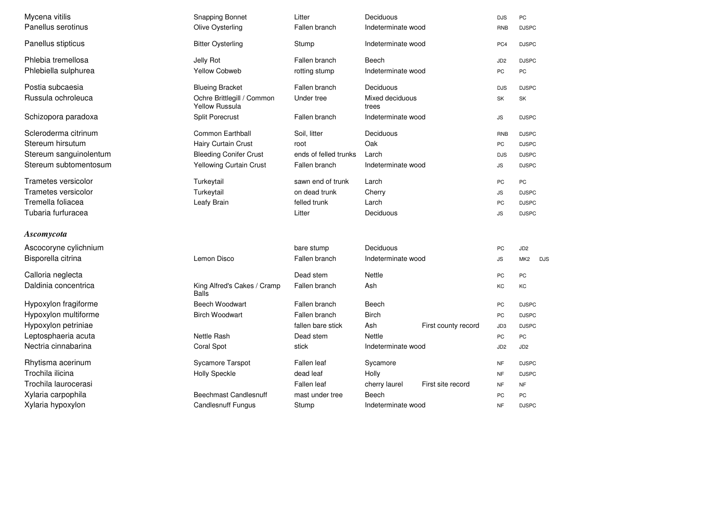| | | | | | | | |
|---|---|---|---|---|---|---|---|
| Mycena vitilis | Snapping Bonnet | Litter | Deciduous | | DJS | PC | |
| Panellus serotinus | Olive Oysterling | Fallen branch | Indeterminate wood | | RNB | DJSPC | |
| Panellus stipticus | Bitter Oysterling | Stump | Indeterminate wood | | PC4 | DJSPC | |
| Phlebia tremellosa | Jelly Rot | Fallen branch | Beech | | JD2 | DJSPC | |
| Phlebiella sulphurea | Yellow Cobweb | rotting stump | Indeterminate wood | | PC | PC | |
| Postia subcaesia | Blueing Bracket | Fallen branch | Deciduous | | DJS | DJSPC | |
| Russula ochroleuca | Ochre Brittlegill / Common Yellow Russula | Under tree | Mixed deciduous trees | | SK | SK | |
| Schizopora paradoxa | Split Porecrust | Fallen branch | Indeterminate wood | | JS | DJSPC | |
| Scleroderma citrinum | Common Earthball | Soil, litter | Deciduous | | RNB | DJSPC | |
| Stereum hirsutum | Hairy Curtain Crust | root | Oak | | PC | DJSPC | |
| Stereum sanguinolentum | Bleeding Conifer Crust | ends of felled trunks | Larch | | DJS | DJSPC | |
| Stereum subtomentosum | Yellowing Curtain Crust | Fallen branch | Indeterminate wood | | JS | DJSPC | |
| Trametes versicolor | Turkeytail | sawn end of trunk | Larch | | PC | PC | |
| Trametes versicolor | Turkeytail | on dead trunk | Cherry | | JS | DJSPC | |
| Tremella foliacea | Leafy Brain | felled trunk | Larch | | PC | DJSPC | |
| Tubaria furfuracea | | Litter | Deciduous | | JS | DJSPC | |
| ***Ascomycota*** | | | | | | | |
| Ascocoryne cylichnium | | bare stump | Deciduous | | PC | JD2 | |
| Bisporella citrina | Lemon Disco | Fallen branch | Indeterminate wood | | JS | MK2 | DJS |
| Calloria neglecta | | Dead stem | Nettle | | PC | PC | |
| Daldinia concentrica | King Alfred's Cakes / Cramp Balls | Fallen branch | Ash | | KC | KC | |
| Hypoxylon fragiforme | Beech Woodwart | Fallen branch | Beech | | PC | DJSPC | |
| Hypoxylon multiforme | Birch Woodwart | Fallen branch | Birch | | PC | DJSPC | |
| Hypoxylon petriniae | | fallen bare stick | Ash | First county record | JD3 | DJSPC | |
| Leptosphaeria acuta | Nettle Rash | Dead stem | Nettle | | PC | PC | |
| Nectria cinnabarina | Coral Spot | stick | Indeterminate wood | | JD2 | JD2 | |
| Rhytisma acerinum | Sycamore Tarspot | Fallen leaf | Sycamore | | NF | DJSPC | |
| Trochila ilicina | Holly Speckle | dead leaf | Holly | | NF | DJSPC | |
| Trochila laurocerasi | | Fallen leaf | cherry laurel | First site record | NF | NF | |
| Xylaria carpophila | Beechmast Candlesnuff | mast under tree | Beech | | PC | PC | |
| Xylaria hypoxylon | Candlesnuff Fungus | Stump | Indeterminate wood | | NF | DJSPC | |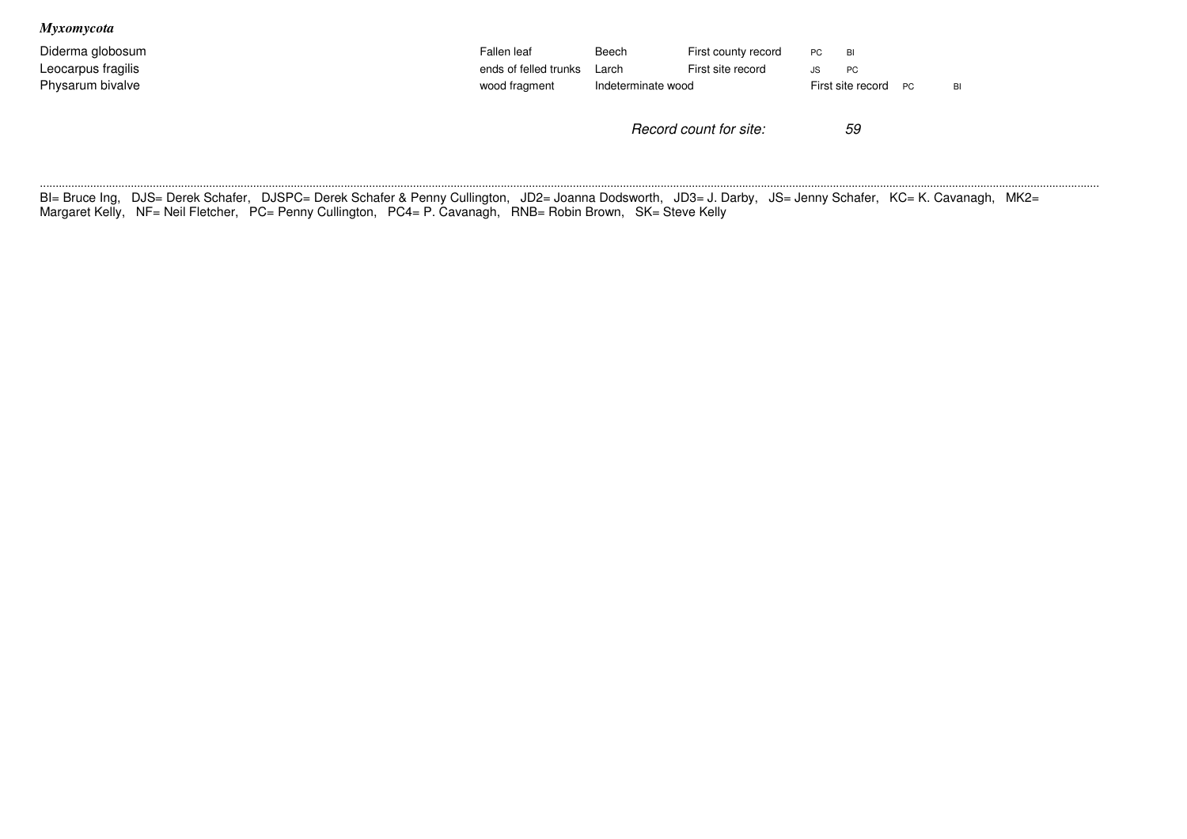***Myxomycota***

| | | | | | |
|---|---|---|---|---|---|
| Diderma globosum | Fallen leaf | Beech | First county record | PC | BI |
| Leocarpus fragilis | ends of felled trunks | Larch | First site record | JS | PC |
| Physarum bivalve | wood fragment | Indeterminate wood | First site record | PC | BI |

*Record count for site:* *59*

BI= Bruce Ing, DJS= Derek Schafer, DJSPC= Derek Schafer & Penny Cullington, JD2= Joanna Dodsworth, JD3= J. Darby, JS= Jenny Schafer, KC= K. Cavanagh, MK2= Margaret Kelly, NF= Neil Fletcher, PC= Penny Cullington, PC4= P. Cavanagh, RNB= Robin Brown, SK= Steve Kelly